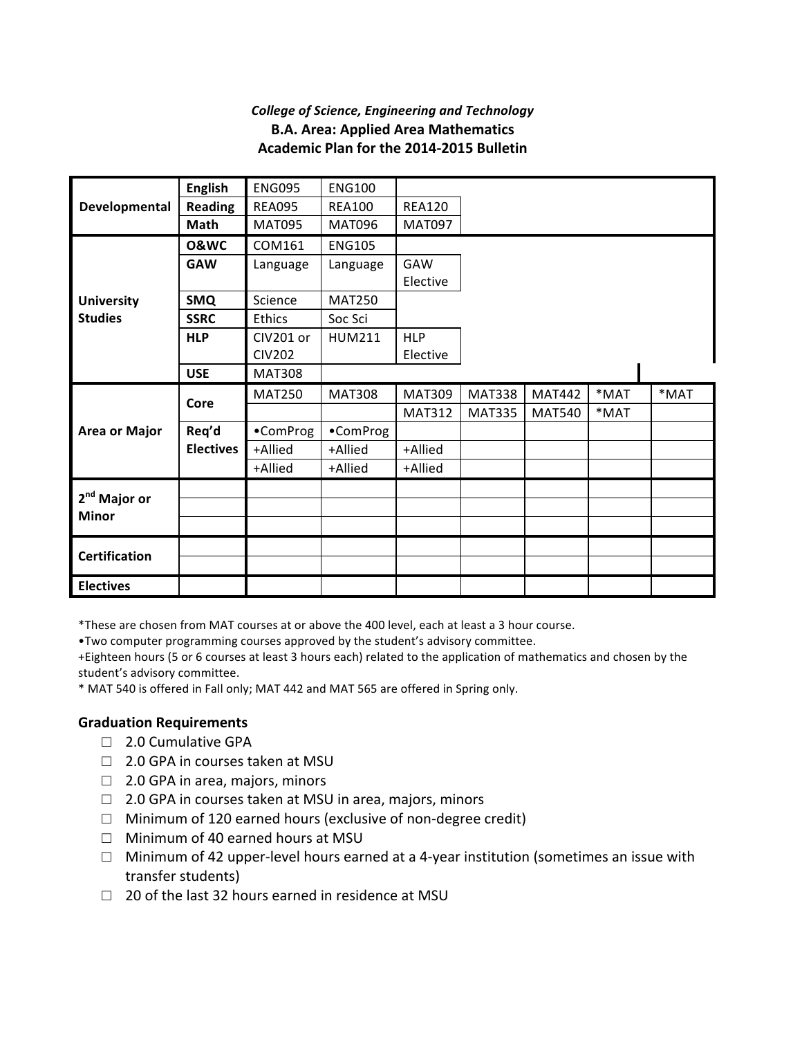*College of Science, Engineering and Technology*

**B.A. Area: Applied Area Mathematics**

**Academic Plan for the 2014-2015 Bulletin**

| | | | | | | | | |
|---|---|---|---|---|---|---|---|---|
| **Developmental** | **English** | ENG095 | ENG100 | | | | | |
| | **Reading** | REA095 | REA100 | REA120 | | | | |
| | **Math** | MAT095 | MAT096 | MAT097 | | | | |
| **University Studies** | **O&WC** | COM161 | ENG105 | | | | | |
| | **GAW** | Language | Language | GAW Elective | | | | |
| | **SMQ** | Science | MAT250 | | | | | |
| | **SSRC** | Ethics | Soc Sci | | | | | |
| | **HLP** | CIV201 or CIV202 | HUM211 | HLP Elective | | | | |
| | **USE** | MAT308 | | | | | | |
| **Area or Major** | **Core** | MAT250 | MAT308 | MAT309 | MAT338 | MAT442 | *MAT | *MAT |
| | | | | MAT312 | MAT335 | MAT540 | *MAT | |
| | **Req'd Electives** | •ComProg | •ComProg | | | | | |
| | | +Allied | +Allied | +Allied | | | | |
| | | +Allied | +Allied | +Allied | | | | |
| **2nd Major or Minor** | | | | | | | | |
| | | | | | | | | |
| | | | | | | | | |
| **Certification** | | | | | | | | |
| | | | | | | | | |
| **Electives** | | | | | | | | |

*These are chosen from MAT courses at or above the 400 level, each at least a 3 hour course.

•Two computer programming courses approved by the student's advisory committee.

+Eighteen hours (5 or 6 courses at least 3 hours each) related to the application of mathematics and chosen by the student's advisory committee.

* MAT 540 is offered in Fall only; MAT 442 and MAT 565 are offered in Spring only.

## Graduation Requirements

- ☐ 2.0 Cumulative GPA
- ☐ 2.0 GPA in courses taken at MSU
- ☐ 2.0 GPA in area, majors, minors
- ☐ 2.0 GPA in courses taken at MSU in area, majors, minors
- ☐ Minimum of 120 earned hours (exclusive of non-degree credit)
- ☐ Minimum of 40 earned hours at MSU
- ☐ Minimum of 42 upper-level hours earned at a 4-year institution (sometimes an issue with transfer students)
- ☐ 20 of the last 32 hours earned in residence at MSU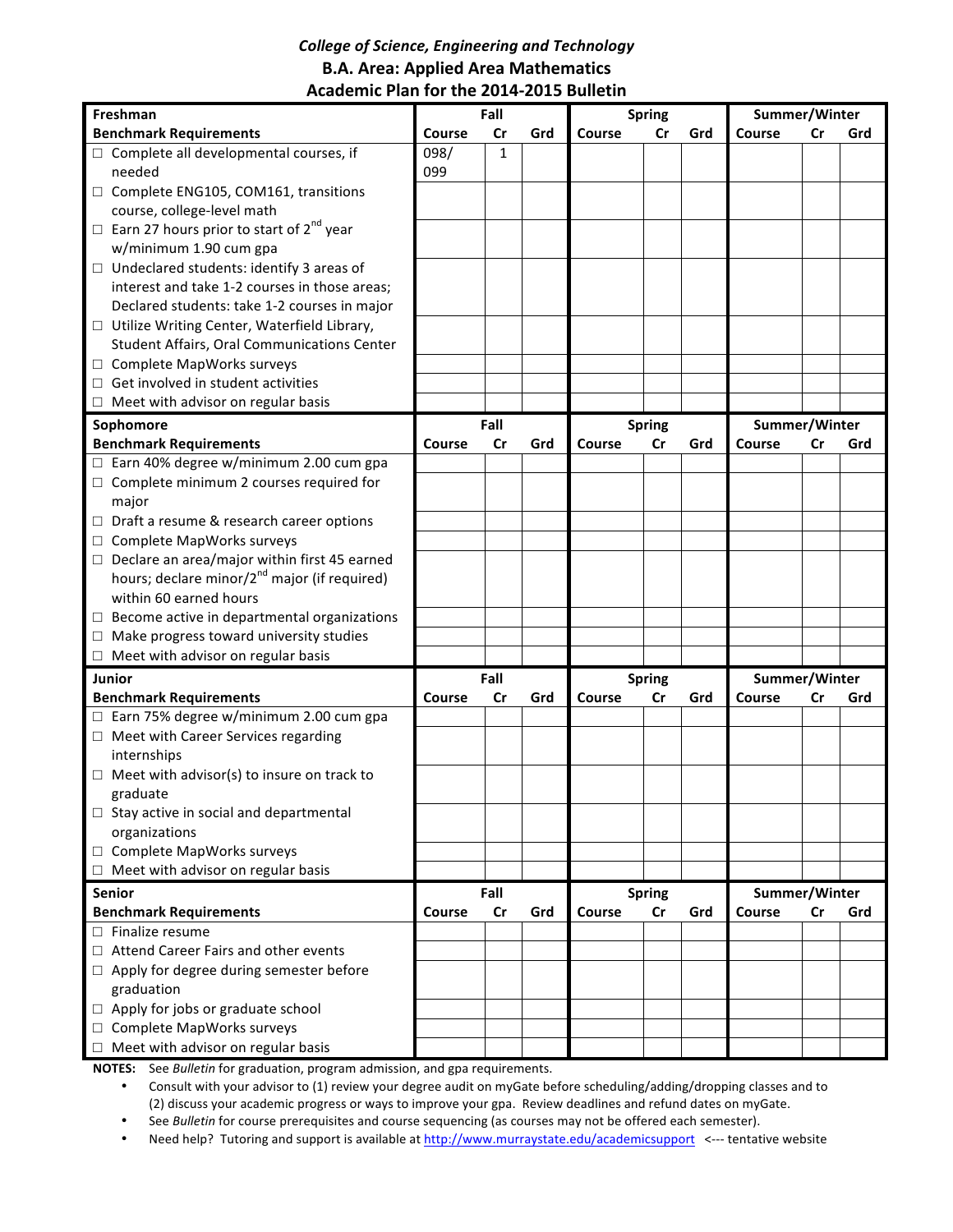*College of Science, Engineering and Technology*

**B.A. Area: Applied Area Mathematics**

**Academic Plan for the 2014-2015 Bulletin**

| **Freshman** | **Fall** | | | **Spring** | | | **Summer/Winter** | | |
|---|---|---|---|---|---|---|---|---|---|
| **Benchmark Requirements** | **Course** | **Cr** | **Grd** | **Course** | **Cr** | **Grd** | **Course** | **Cr** | **Grd** |
| ☐ Complete all developmental courses, if needed | 098/ 099 | 1 | | | | | | | |
| ☐ Complete ENG105, COM161, transitions course, college-level math | | | | | | | | | |
| ☐ Earn 27 hours prior to start of 2nd year w/minimum 1.90 cum gpa | | | | | | | | | |
| ☐ Undeclared students: identify 3 areas of interest and take 1-2 courses in those areas; Declared students: take 1-2 courses in major | | | | | | | | | |
| ☐ Utilize Writing Center, Waterfield Library, Student Affairs, Oral Communications Center | | | | | | | | | |
| ☐ Complete MapWorks surveys | | | | | | | | | |
| ☐ Get involved in student activities | | | | | | | | | |
| ☐ Meet with advisor on regular basis | | | | | | | | | |

| **Sophomore** | **Fall** | | | **Spring** | | | **Summer/Winter** | | |
|---|---|---|---|---|---|---|---|---|---|
| **Benchmark Requirements** | **Course** | **Cr** | **Grd** | **Course** | **Cr** | **Grd** | **Course** | **Cr** | **Grd** |
| ☐ Earn 40% degree w/minimum 2.00 cum gpa | | | | | | | | | |
| ☐ Complete minimum 2 courses required for major | | | | | | | | | |
| ☐ Draft a resume & research career options | | | | | | | | | |
| ☐ Complete MapWorks surveys | | | | | | | | | |
| ☐ Declare an area/major within first 45 earned hours; declare minor/2nd major (if required) within 60 earned hours | | | | | | | | | |
| ☐ Become active in departmental organizations | | | | | | | | | |
| ☐ Make progress toward university studies | | | | | | | | | |
| ☐ Meet with advisor on regular basis | | | | | | | | | |

| **Junior** | **Fall** | | | **Spring** | | | **Summer/Winter** | | |
|---|---|---|---|---|---|---|---|---|---|
| **Benchmark Requirements** | **Course** | **Cr** | **Grd** | **Course** | **Cr** | **Grd** | **Course** | **Cr** | **Grd** |
| ☐ Earn 75% degree w/minimum 2.00 cum gpa | | | | | | | | | |
| ☐ Meet with Career Services regarding internships | | | | | | | | | |
| ☐ Meet with advisor(s) to insure on track to graduate | | | | | | | | | |
| ☐ Stay active in social and departmental organizations | | | | | | | | | |
| ☐ Complete MapWorks surveys | | | | | | | | | |
| ☐ Meet with advisor on regular basis | | | | | | | | | |

| **Senior** | **Fall** | | | **Spring** | | | **Summer/Winter** | | |
|---|---|---|---|---|---|---|---|---|---|
| **Benchmark Requirements** | **Course** | **Cr** | **Grd** | **Course** | **Cr** | **Grd** | **Course** | **Cr** | **Grd** |
| ☐ Finalize resume | | | | | | | | | |
| ☐ Attend Career Fairs and other events | | | | | | | | | |
| ☐ Apply for degree during semester before graduation | | | | | | | | | |
| ☐ Apply for jobs or graduate school | | | | | | | | | |
| ☐ Complete MapWorks surveys | | | | | | | | | |
| ☐ Meet with advisor on regular basis | | | | | | | | | |

**NOTES:** See *Bulletin* for graduation, program admission, and gpa requirements.

- Consult with your advisor to (1) review your degree audit on myGate before scheduling/adding/dropping classes and to (2) discuss your academic progress or ways to improve your gpa. Review deadlines and refund dates on myGate.
- See *Bulletin* for course prerequisites and course sequencing (as courses may not be offered each semester).
- Need help? Tutoring and support is available at http://www.murraystate.edu/academicsupport <--- tentative website